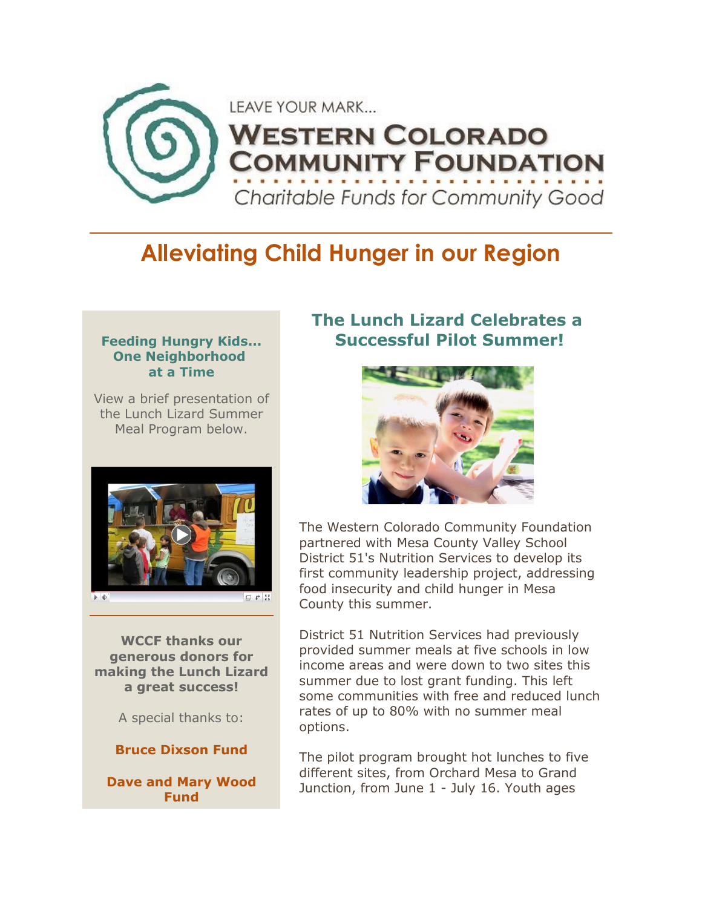LEAVE YOUR MARK...

# Western Colorado Community Foundation

Charitable Funds for Community Good

# Alleviating Child Hunger in our Region

## The Lunch Lizard Celebrates a Successful Pilot Summer!

The Western Colorado Community Foundation partnered with Mesa County Valley School District 51's Nutrition Services to develop its first community leadership project, addressing food insecurity and child hunger in Mesa County this summer.

District 51 Nutrition Services had previously provided summer meals at five schools in low income areas and were down to two sites this summer due to lost grant funding. This left some communities with free and reduced lunch rates of up to 80% with no summer meal options.

The pilot program brought hot lunches to five different sites, from Orchard Mesa to Grand Junction, from June 1 - July 16. Youth ages

**Feeding Hungry Kids... One Neighborhood at a Time**

View a brief presentation of the Lunch Lizard Summer Meal Program below.

**WCCF thanks our generous donors for making the Lunch Lizard a great success!**

A special thanks to:

**Bruce Dixson Fund**

**Dave and Mary Wood Fund**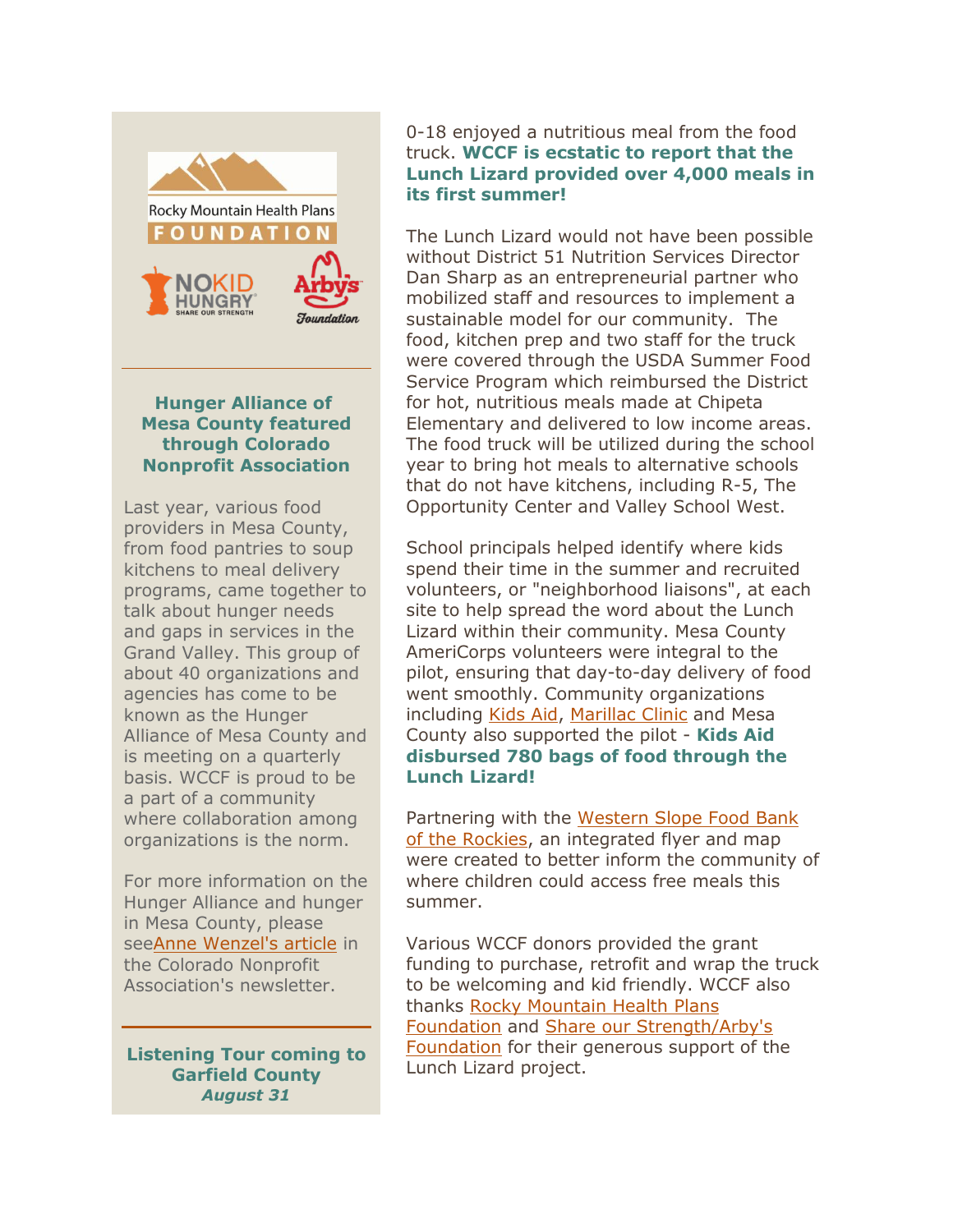Rocky Mountain Health Plans FOUNDATION

NOKID HUNGRY SHARE OUR STRENGTH

Arby's Foundation

### Hunger Alliance of Mesa County featured through Colorado Nonprofit Association

Last year, various food providers in Mesa County, from food pantries to soup kitchens to meal delivery programs, came together to talk about hunger needs and gaps in services in the Grand Valley. This group of about 40 organizations and agencies has come to be known as the Hunger Alliance of Mesa County and is meeting on a quarterly basis. WCCF is proud to be a part of a community where collaboration among organizations is the norm.

For more information on the Hunger Alliance and hunger in Mesa County, please seeAnne Wenzel's article in the Colorado Nonprofit Association's newsletter.

### Listening Tour coming to Garfield County

***August 31***

0-18 enjoyed a nutritious meal from the food truck. **WCCF is ecstatic to report that the Lunch Lizard provided over 4,000 meals in its first summer!**

The Lunch Lizard would not have been possible without District 51 Nutrition Services Director Dan Sharp as an entrepreneurial partner who mobilized staff and resources to implement a sustainable model for our community. The food, kitchen prep and two staff for the truck were covered through the USDA Summer Food Service Program which reimbursed the District for hot, nutritious meals made at Chipeta Elementary and delivered to low income areas. The food truck will be utilized during the school year to bring hot meals to alternative schools that do not have kitchens, including R-5, The Opportunity Center and Valley School West.

School principals helped identify where kids spend their time in the summer and recruited volunteers, or "neighborhood liaisons", at each site to help spread the word about the Lunch Lizard within their community. Mesa County AmeriCorps volunteers were integral to the pilot, ensuring that day-to-day delivery of food went smoothly. Community organizations including Kids Aid, Marillac Clinic and Mesa County also supported the pilot - **Kids Aid disbursed 780 bags of food through the Lunch Lizard!**

Partnering with the Western Slope Food Bank of the Rockies, an integrated flyer and map were created to better inform the community of where children could access free meals this summer.

Various WCCF donors provided the grant funding to purchase, retrofit and wrap the truck to be welcoming and kid friendly. WCCF also thanks Rocky Mountain Health Plans Foundation and Share our Strength/Arby's Foundation for their generous support of the Lunch Lizard project.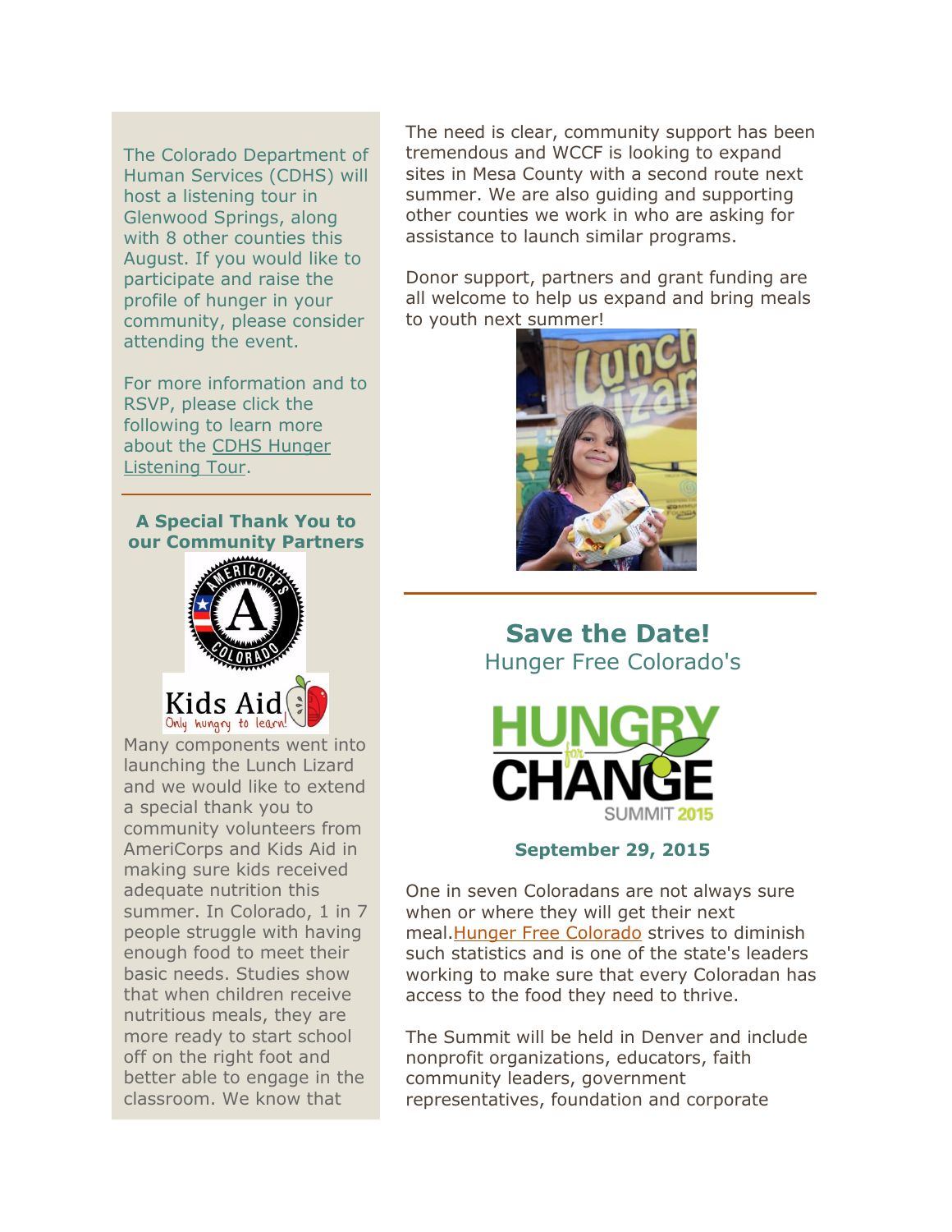The Colorado Department of Human Services (CDHS) will host a listening tour in Glenwood Springs, along with 8 other counties this August. If you would like to participate and raise the profile of hunger in your community, please consider attending the event.

For more information and to RSVP, please click the following to learn more about the CDHS Hunger Listening Tour.

---

**A Special Thank You to our Community Partners**

Many components went into launching the Lunch Lizard and we would like to extend a special thank you to community volunteers from AmeriCorps and Kids Aid in making sure kids received adequate nutrition this summer. In Colorado, 1 in 7 people struggle with having enough food to meet their basic needs. Studies show that when children receive nutritious meals, they are more ready to start school off on the right foot and better able to engage in the classroom. We know that

The need is clear, community support has been tremendous and WCCF is looking to expand sites in Mesa County with a second route next summer. We are also guiding and supporting other counties we work in who are asking for assistance to launch similar programs.

Donor support, partners and grant funding are all welcome to help us expand and bring meals to youth next summer!

---

## Save the Date!

Hunger Free Colorado's

HUNGRY for CHANGE SUMMIT 2015

**September 29, 2015**

One in seven Coloradans are not always sure when or where they will get their next meal. Hunger Free Colorado strives to diminish such statistics and is one of the state's leaders working to make sure that every Coloradan has access to the food they need to thrive.

The Summit will be held in Denver and include nonprofit organizations, educators, faith community leaders, government representatives, foundation and corporate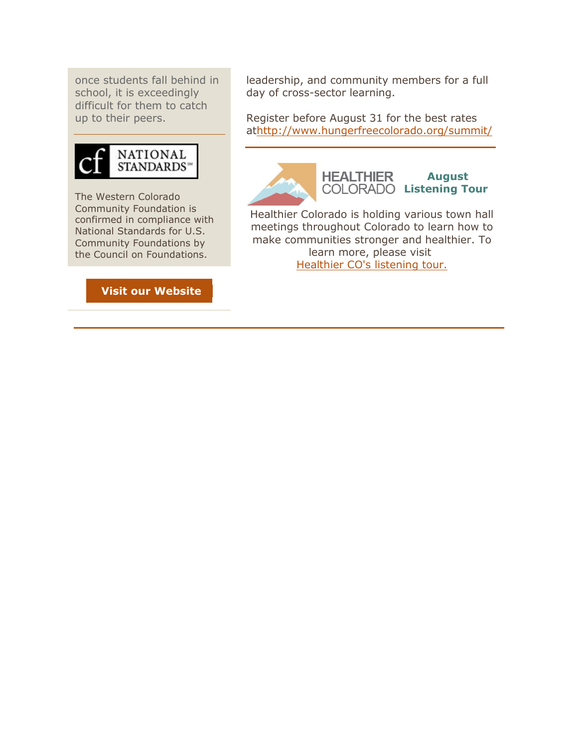once students fall behind in school, it is exceedingly difficult for them to catch up to their peers.

---

cf NATIONAL STANDARDS℠

The Western Colorado Community Foundation is confirmed in compliance with National Standards for U.S. Community Foundations by the Council on Foundations.

**Visit our Website**

leadership, and community members for a full day of cross-sector learning.

Register before August 31 for the best rates at http://www.hungerfreecolorado.org/summit/

---

HEALTHIER COLORADO **August Listening Tour**

Healthier Colorado is holding various town hall meetings throughout Colorado to learn how to make communities stronger and healthier. To learn more, please visit Healthier CO's listening tour.